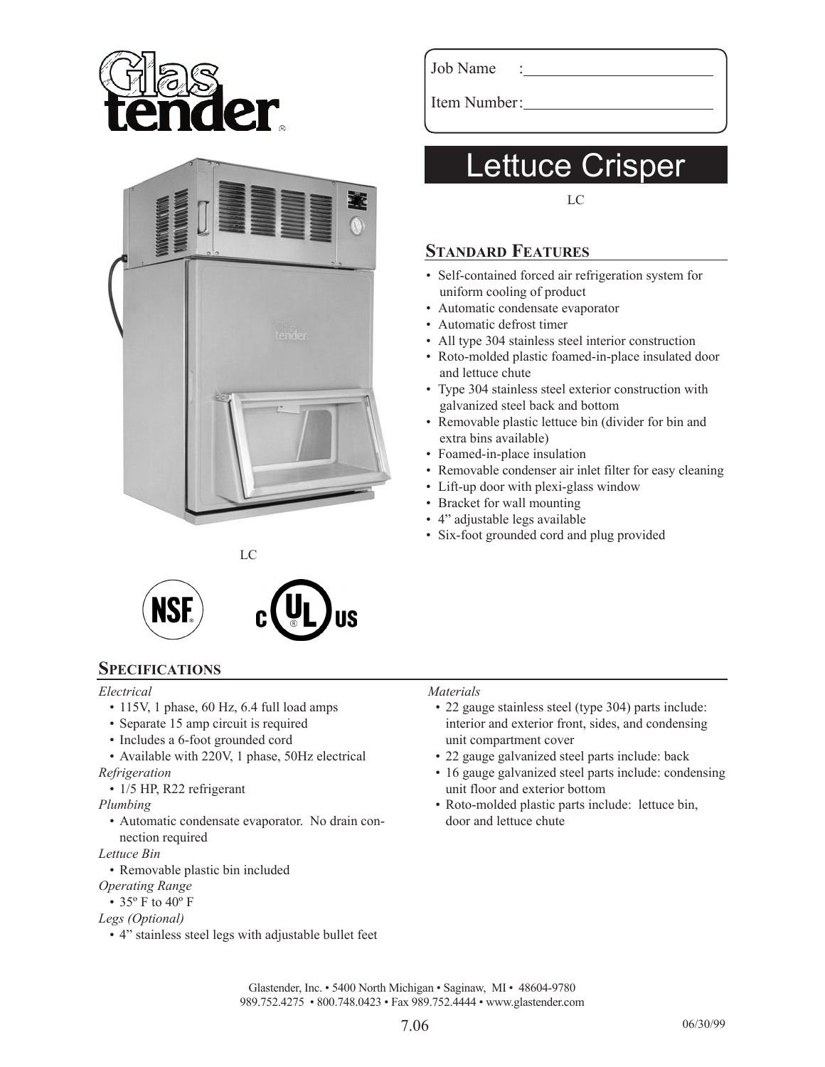Glastender®

Job Name :

Item Number:

# Lettuce Crisper

LC

LC

## Standard Features

- Self-contained forced air refrigeration system for uniform cooling of product
- Automatic condensate evaporator
- Automatic defrost timer
- All type 304 stainless steel interior construction
- Roto-molded plastic foamed-in-place insulated door and lettuce chute
- Type 304 stainless steel exterior construction with galvanized steel back and bottom
- Removable plastic lettuce bin (divider for bin and extra bins available)
- Foamed-in-place insulation
- Removable condenser air inlet filter for easy cleaning
- Lift-up door with plexi-glass window
- Bracket for wall mounting
- 4" adjustable legs available
- Six-foot grounded cord and plug provided

NSF® c UL® US

## Specifications

*Electrical*
- 115V, 1 phase, 60 Hz, 6.4 full load amps
- Separate 15 amp circuit is required
- Includes a 6-foot grounded cord
- Available with 220V, 1 phase, 50Hz electrical

*Refrigeration*
- 1/5 HP, R22 refrigerant

*Plumbing*
- Automatic condensate evaporator. No drain connection required

*Lettuce Bin*
- Removable plastic bin included

*Operating Range*
- 35º F to 40º F

*Legs (Optional)*
- 4" stainless steel legs with adjustable bullet feet

*Materials*
- 22 gauge stainless steel (type 304) parts include: interior and exterior front, sides, and condensing unit compartment cover
- 22 gauge galvanized steel parts include: back
- 16 gauge galvanized steel parts include: condensing unit floor and exterior bottom
- Roto-molded plastic parts include: lettuce bin, door and lettuce chute

Glastender, Inc. • 5400 North Michigan • Saginaw, MI • 48604-9780
989.752.4275 • 800.748.0423 • Fax 989.752.4444 • www.glastender.com

7.06

06/30/99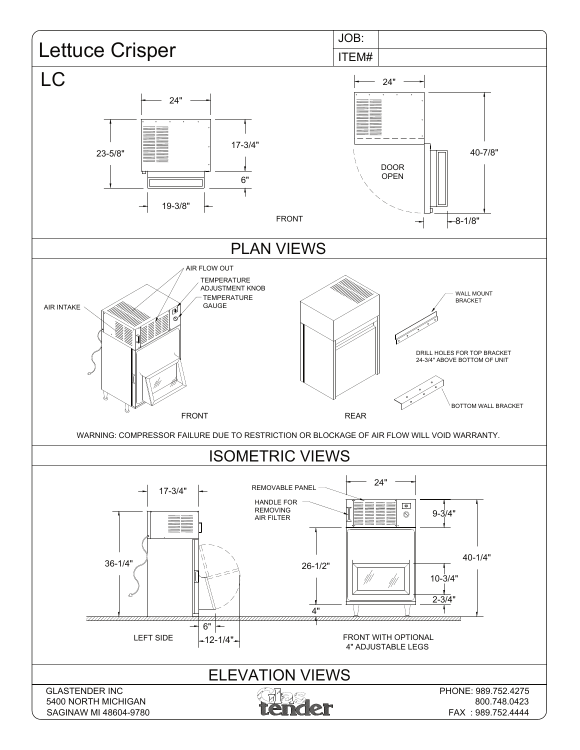# Lettuce Crisper

| | |
|---|---|
| JOB: | |
| ITEM# | |

## LC

24"

23-5/8"

17-3/4"

6"

19-3/8"

FRONT

24"

40-7/8"

DOOR OPEN

8-1/8"

## PLAN VIEWS

AIR FLOW OUT

TEMPERATURE ADJUSTMENT KNOB

TEMPERATURE GAUGE

AIR INTAKE

WALL MOUNT BRACKET

DRILL HOLES FOR TOP BRACKET 24-3/4" ABOVE BOTTOM OF UNIT

BOTTOM WALL BRACKET

FRONT

REAR

WARNING: COMPRESSOR FAILURE DUE TO RESTRICTION OR BLOCKAGE OF AIR FLOW WILL VOID WARRANTY.

## ISOMETRIC VIEWS

17-3/4"

36-1/4"

6"

12-1/4"

LEFT SIDE

REMOVABLE PANEL

HANDLE FOR REMOVING AIR FILTER

24"

9-3/4"

40-1/4"

26-1/2"

10-3/4"

2-3/4"

4"

FRONT WITH OPTIONAL 4" ADJUSTABLE LEGS

## ELEVATION VIEWS

GLASTENDER INC
5400 NORTH MICHIGAN
SAGINAW MI 48604-9780

Glastender

PHONE: 989.752.4275
800.748.0423
FAX : 989.752.4444